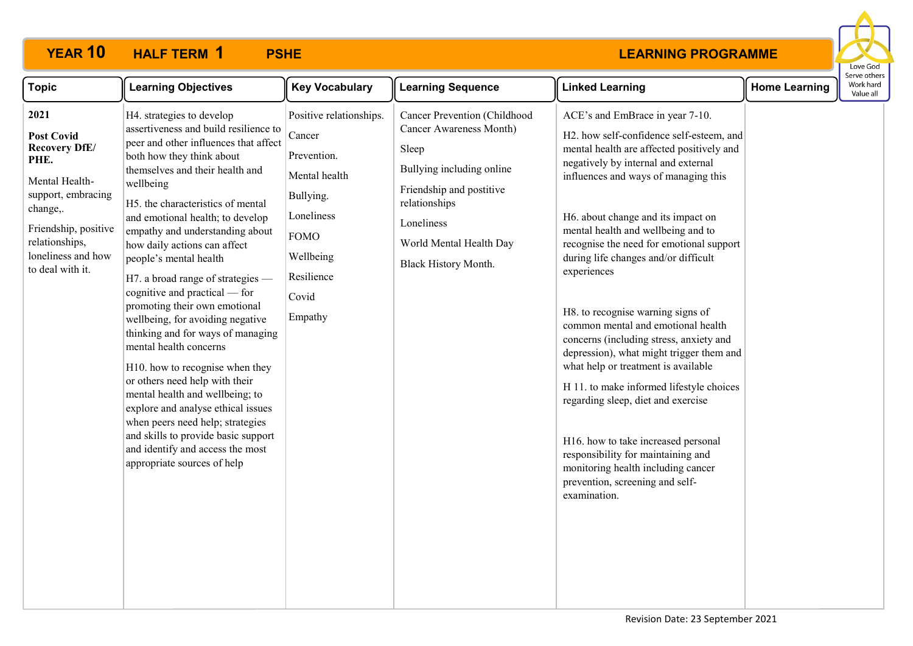# YEAR 10 HALF TERM 1 PSHE LEARNING PROGRAMME

Love God
Serve others
Work hard
Value all

| Topic | Learning Objectives | Key Vocabulary | Learning Sequence | Linked Learning | Home Learning |
|---|---|---|---|---|---|
| **2021**<br><br>**Post Covid Recovery DfE/ PHE.**<br><br>Mental Health- support, embracing change,.<br><br>Friendship, positive relationships, loneliness and how to deal with it. | H4. strategies to develop assertiveness and build resilience to peer and other influences that affect both how they think about themselves and their health and wellbeing<br><br>H5. the characteristics of mental and emotional health; to develop empathy and understanding about how daily actions can affect people's mental health<br><br>H7. a broad range of strategies — cognitive and practical — for promoting their own emotional wellbeing, for avoiding negative thinking and for ways of managing mental health concerns<br><br>H10. how to recognise when they or others need help with their mental health and wellbeing; to explore and analyse ethical issues when peers need help; strategies and skills to provide basic support and identify and access the most appropriate sources of help | Positive relationships.<br><br>Cancer<br><br>Prevention.<br><br>Mental health<br><br>Bullying.<br><br>Loneliness<br><br>FOMO<br><br>Wellbeing<br><br>Resilience<br><br>Covid<br><br>Empathy | Cancer Prevention (Childhood Cancer Awareness Month)<br><br>Sleep<br><br>Bullying including online<br><br>Friendship and postitive relationships<br><br>Loneliness<br><br>World Mental Health Day<br><br>Black History Month. | ACE's and EmBrace in year 7-10.<br><br>H2. how self-confidence self-esteem, and mental health are affected positively and negatively by internal and external influences and ways of managing this<br><br>H6. about change and its impact on mental health and wellbeing and to recognise the need for emotional support during life changes and/or difficult experiences<br><br>H8. to recognise warning signs of common mental and emotional health concerns (including stress, anxiety and depression), what might trigger them and what help or treatment is available<br><br>H 11. to make informed lifestyle choices regarding sleep, diet and exercise<br><br>H16. how to take increased personal responsibility for maintaining and monitoring health including cancer prevention, screening and self-examination. | |

Revision Date: 23 September 2021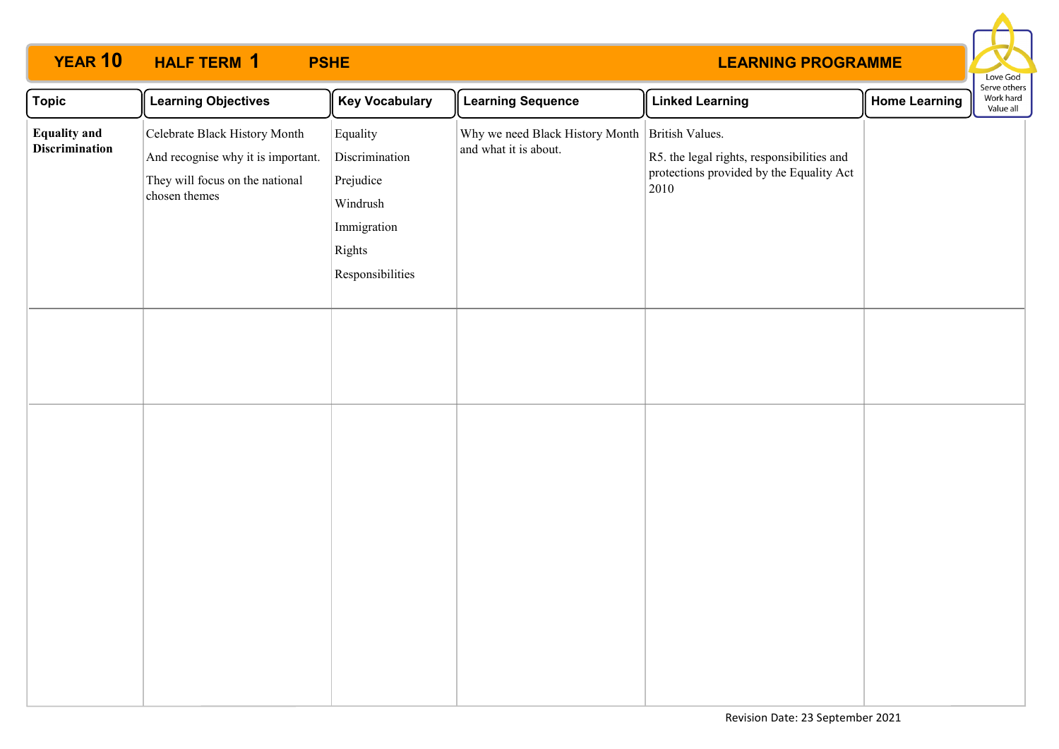# YEAR 10 HALF TERM 1 PSHE LEARNING PROGRAMME

Love God
Serve others
Work hard
Value all

| Topic | Learning Objectives | Key Vocabulary | Learning Sequence | Linked Learning | Home Learning |
|---|---|---|---|---|---|
| **Equality and Discrimination** | Celebrate Black History Month<br>And recognise why it is important.<br>They will focus on the national chosen themes | Equality<br>Discrimination<br>Prejudice<br>Windrush<br>Immigration<br>Rights<br>Responsibilities | Why we need Black History Month and what it is about. | British Values.<br>R5. the legal rights, responsibilities and protections provided by the Equality Act 2010 | |
| | | | | | |
| | | | | | |

Revision Date: 23 September 2021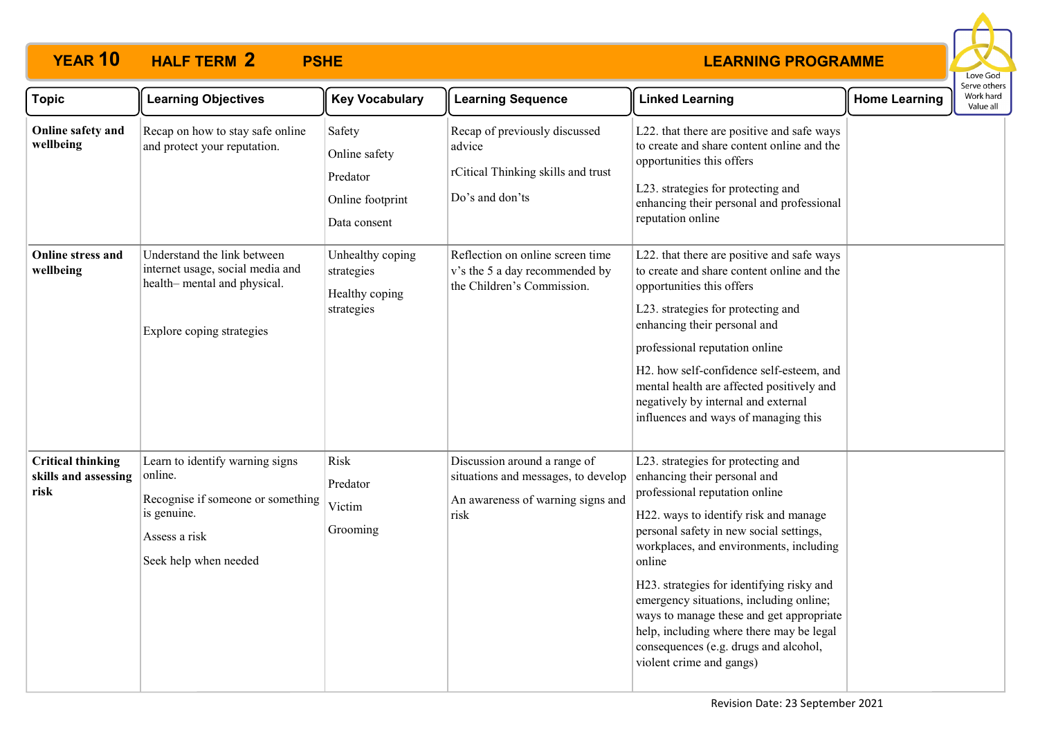# YEAR 10 HALF TERM 2 PSHE LEARNING PROGRAMME

Love God
Serve others
Work hard
Value all

| Topic | Learning Objectives | Key Vocabulary | Learning Sequence | Linked Learning | Home Learning |
|---|---|---|---|---|---|
| **Online safety and wellbeing** | Recap on how to stay safe online and protect your reputation. | Safety<br>Online safety<br>Predator<br>Online footprint<br>Data consent | Recap of previously discussed advice<br>rCitical Thinking skills and trust<br>Do's and don'ts | L22. that there are positive and safe ways to create and share content online and the opportunities this offers<br>L23. strategies for protecting and enhancing their personal and professional reputation online | |
| **Online stress and wellbeing** | Understand the link between internet usage, social media and health– mental and physical.<br>Explore coping strategies | Unhealthy coping strategies<br>Healthy coping strategies | Reflection on online screen time v's the 5 a day recommended by the Children's Commission. | L22. that there are positive and safe ways to create and share content online and the opportunities this offers<br>L23. strategies for protecting and enhancing their personal and professional reputation online<br>H2. how self-confidence self-esteem, and mental health are affected positively and negatively by internal and external influences and ways of managing this | |
| **Critical thinking skills and assessing risk** | Learn to identify warning signs online.<br>Recognise if someone or something is genuine.<br>Assess a risk<br>Seek help when needed | Risk<br>Predator<br>Victim<br>Grooming | Discussion around a range of situations and messages, to develop<br>An awareness of warning signs and risk | L23. strategies for protecting and enhancing their personal and professional reputation online<br>H22. ways to identify risk and manage personal safety in new social settings, workplaces, and environments, including online<br>H23. strategies for identifying risky and emergency situations, including online; ways to manage these and get appropriate help, including where there may be legal consequences (e.g. drugs and alcohol, violent crime and gangs) | |

Revision Date: 23 September 2021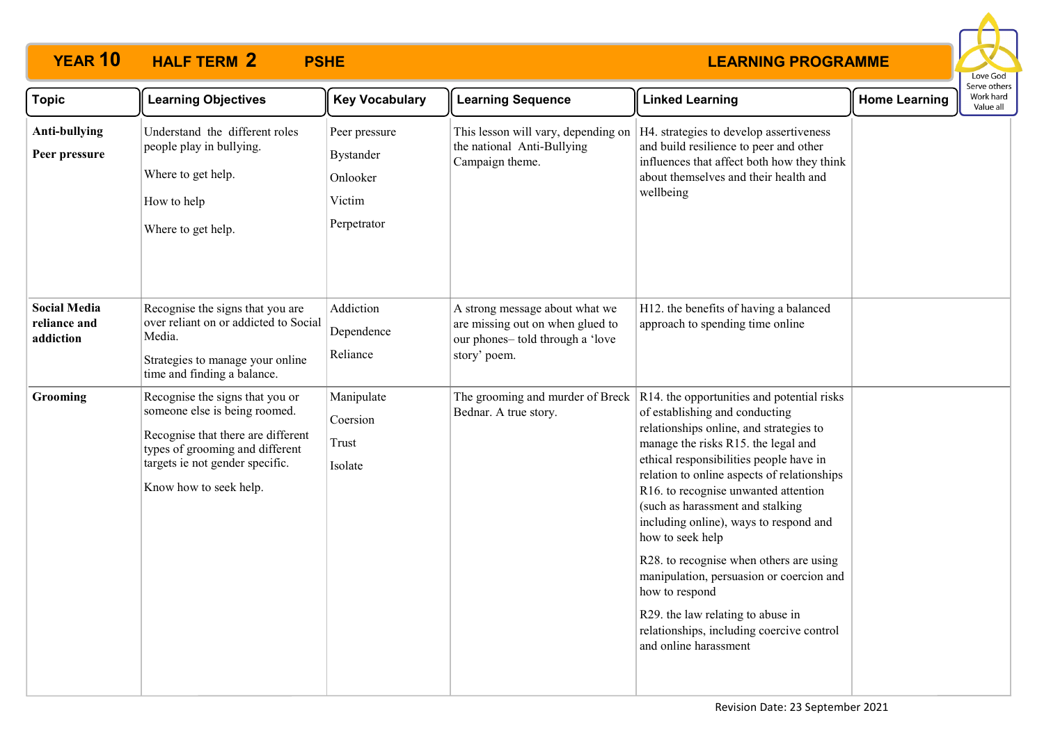**YEAR 10 HALF TERM 2 PSHE LEARNING PROGRAMME**

Love God
Serve others
Work hard
Value all

| Topic | Learning Objectives | Key Vocabulary | Learning Sequence | Linked Learning | Home Learning |
|---|---|---|---|---|---|
| **Anti-bullying**<br><br>**Peer pressure** | Understand the different roles people play in bullying.<br><br>Where to get help.<br><br>How to help<br><br>Where to get help. | Peer pressure<br><br>Bystander<br><br>Onlooker<br><br>Victim<br><br>Perpetrator | This lesson will vary, depending on the national Anti-Bullying Campaign theme. | H4. strategies to develop assertiveness and build resilience to peer and other influences that affect both how they think about themselves and their health and wellbeing | |
| **Social Media reliance and addiction** | Recognise the signs that you are over reliant on or addicted to Social Media.<br><br>Strategies to manage your online time and finding a balance. | Addiction<br><br>Dependence<br><br>Reliance | A strong message about what we are missing out on when glued to our phones– told through a 'love story' poem. | H12. the benefits of having a balanced approach to spending time online | |
| **Grooming** | Recognise the signs that you or someone else is being roomed.<br><br>Recognise that there are different types of grooming and different targets ie not gender specific.<br><br>Know how to seek help. | Manipulate<br><br>Coersion<br><br>Trust<br><br>Isolate | The grooming and murder of Breck Bednar. A true story. | R14. the opportunities and potential risks of establishing and conducting relationships online, and strategies to manage the risks R15. the legal and ethical responsibilities people have in relation to online aspects of relationships R16. to recognise unwanted attention (such as harassment and stalking including online), ways to respond and how to seek help<br><br>R28. to recognise when others are using manipulation, persuasion or coercion and how to respond<br><br>R29. the law relating to abuse in relationships, including coercive control and online harassment | |

Revision Date: 23 September 2021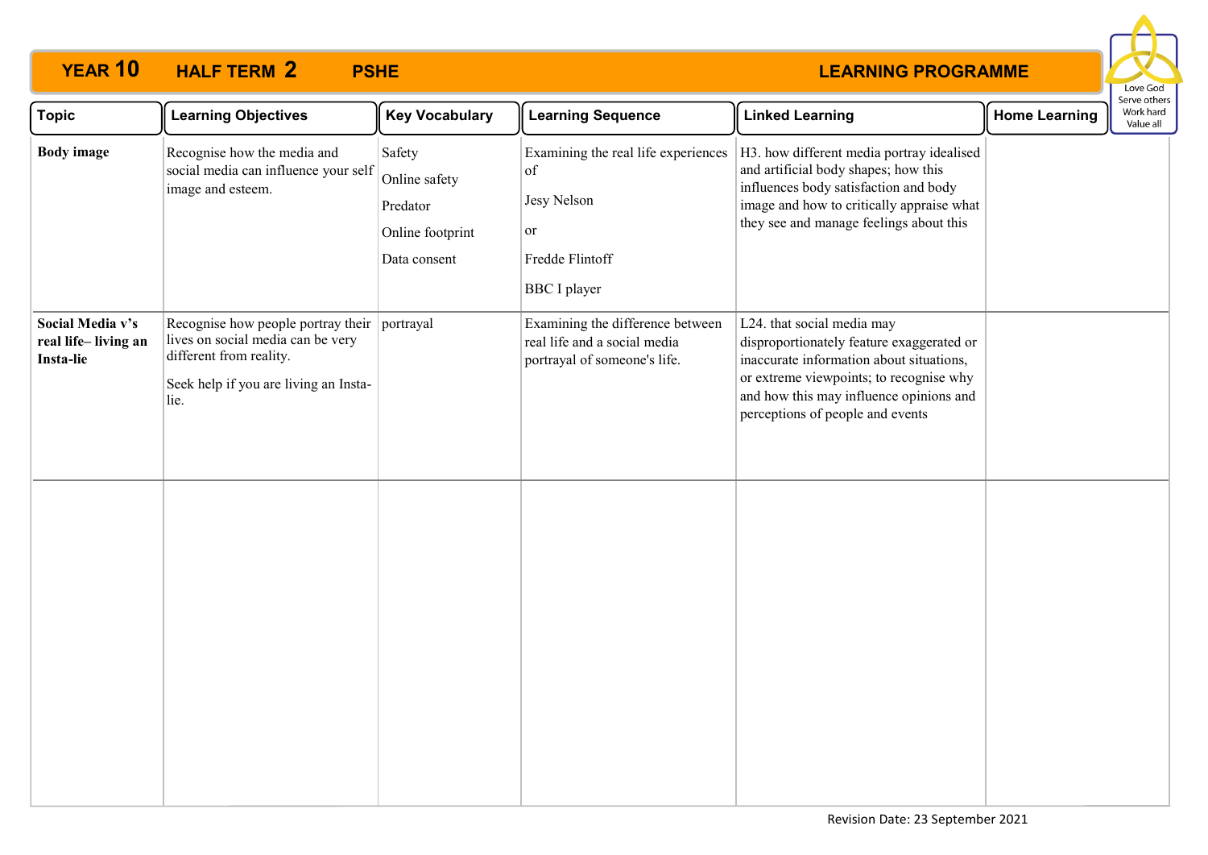# YEAR 10 HALF TERM 2 PSHE LEARNING PROGRAMME

Love God
Serve others
Work hard
Value all

| Topic | Learning Objectives | Key Vocabulary | Learning Sequence | Linked Learning | Home Learning |
|---|---|---|---|---|---|
| **Body image** | Recognise how the media and social media can influence your self image and esteem. | Safety<br>Online safety<br>Predator<br>Online footprint<br>Data consent | Examining the real life experiences of<br>Jesy Nelson<br>or<br>Fredde Flintoff<br>BBC I player | H3. how different media portray idealised and artificial body shapes; how this influences body satisfaction and body image and how to critically appraise what they see and manage feelings about this | |
| **Social Media v's real life– living an Insta-lie** | Recognise how people portray their lives on social media can be very different from reality.<br>Seek help if you are living an Insta-lie. | portrayal | Examining the difference between real life and a social media portrayal of someone's life. | L24. that social media may disproportionately feature exaggerated or inaccurate information about situations, or extreme viewpoints; to recognise why and how this may influence opinions and perceptions of people and events | |
| | | | | | |

Revision Date: 23 September 2021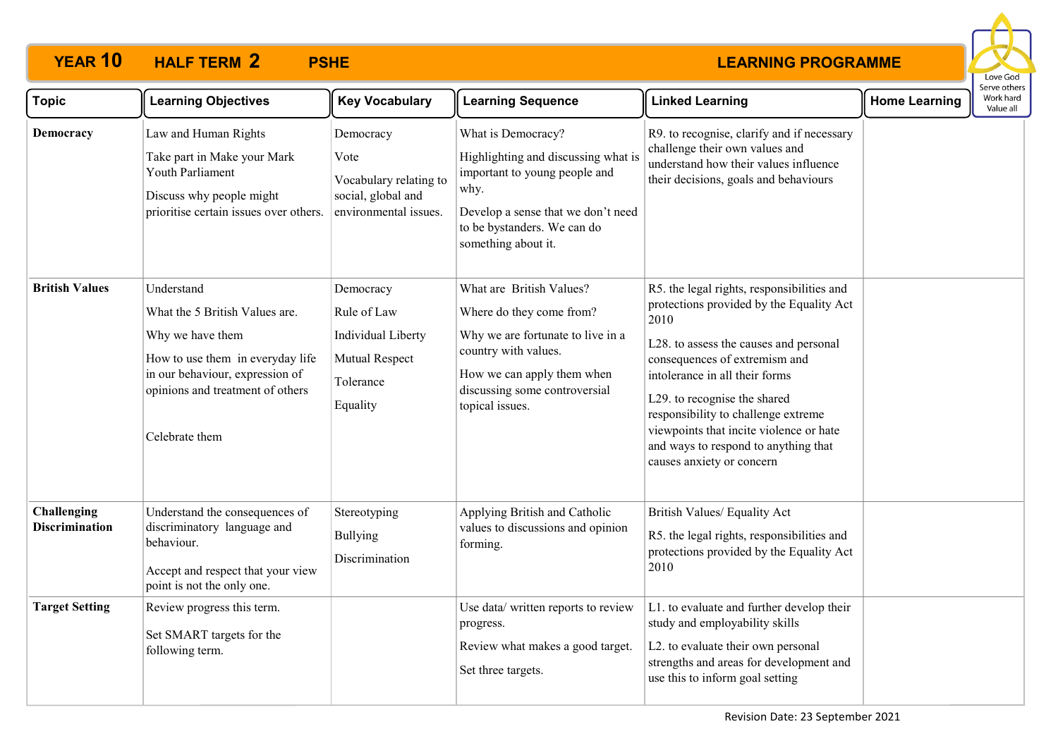# YEAR 10 HALF TERM 2 PSHE LEARNING PROGRAMME

Love God
Serve others
Work hard
Value all

| Topic | Learning Objectives | Key Vocabulary | Learning Sequence | Linked Learning | Home Learning |
|---|---|---|---|---|---|
| **Democracy** | Law and Human Rights<br><br>Take part in Make your Mark Youth Parliament<br><br>Discuss why people might prioritise certain issues over others. | Democracy<br><br>Vote<br><br>Vocabulary relating to social, global and environmental issues. | What is Democracy?<br><br>Highlighting and discussing what is important to young people and why.<br><br>Develop a sense that we don't need to be bystanders. We can do something about it. | R9. to recognise, clarify and if necessary challenge their own values and understand how their values influence their decisions, goals and behaviours | |
| **British Values** | Understand<br><br>What the 5 British Values are.<br><br>Why we have them<br><br>How to use them in everyday life in our behaviour, expression of opinions and treatment of others<br><br>Celebrate them | Democracy<br><br>Rule of Law<br><br>Individual Liberty<br><br>Mutual Respect<br><br>Tolerance<br><br>Equality | What are British Values?<br><br>Where do they come from?<br><br>Why we are fortunate to live in a country with values.<br><br>How we can apply them when discussing some controversial topical issues. | R5. the legal rights, responsibilities and protections provided by the Equality Act 2010<br><br>L28. to assess the causes and personal consequences of extremism and intolerance in all their forms<br><br>L29. to recognise the shared responsibility to challenge extreme viewpoints that incite violence or hate and ways to respond to anything that causes anxiety or concern | |
| **Challenging Discrimination** | Understand the consequences of discriminatory language and behaviour.<br><br>Accept and respect that your view point is not the only one. | Stereotyping<br><br>Bullying<br><br>Discrimination | Applying British and Catholic values to discussions and opinion forming. | British Values/ Equality Act<br><br>R5. the legal rights, responsibilities and protections provided by the Equality Act 2010 | |
| **Target Setting** | Review progress this term.<br><br>Set SMART targets for the following term. | | Use data/ written reports to review progress.<br><br>Review what makes a good target.<br><br>Set three targets. | L1. to evaluate and further develop their study and employability skills<br><br>L2. to evaluate their own personal strengths and areas for development and use this to inform goal setting | |

Revision Date: 23 September 2021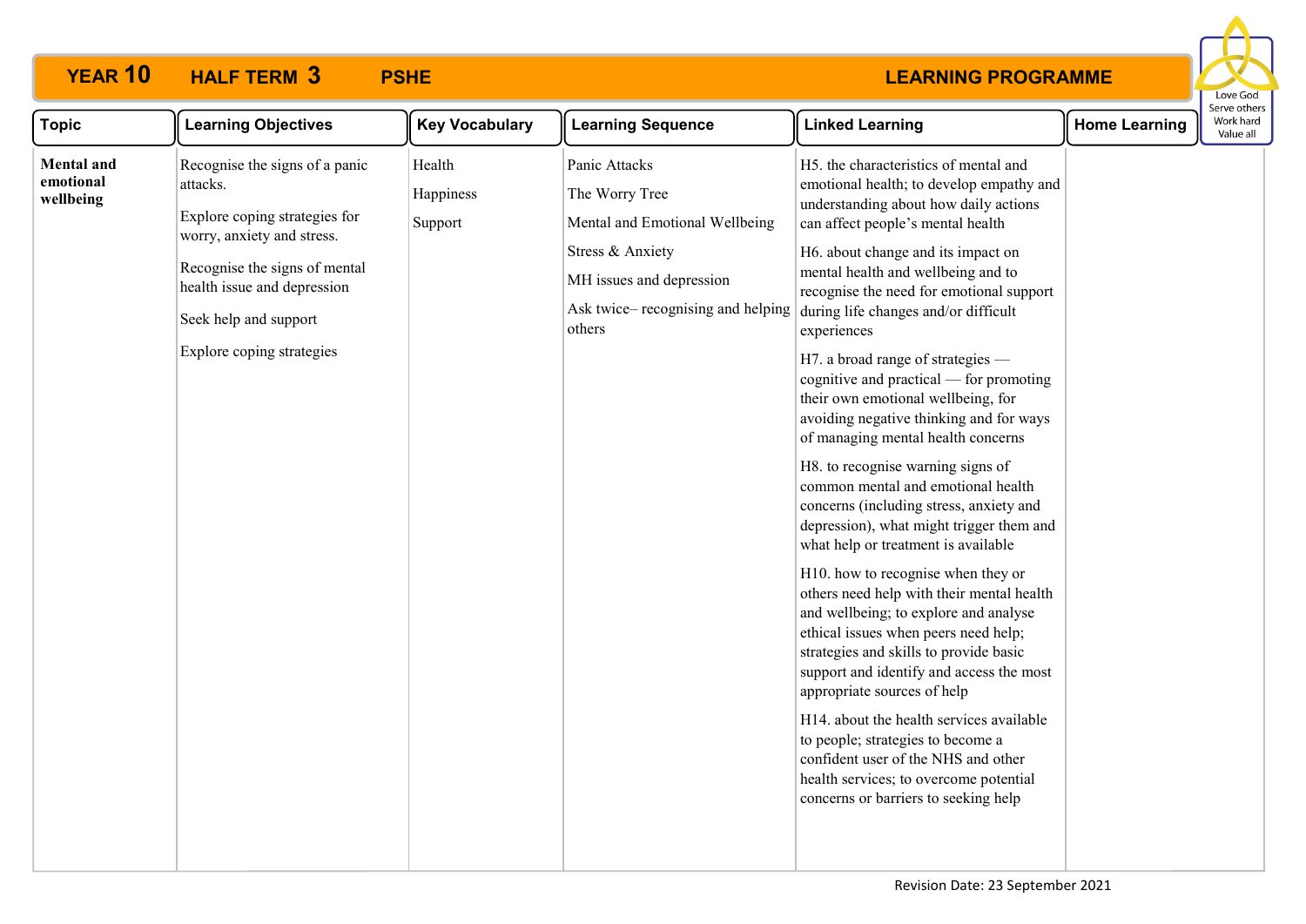# YEAR 10 HALF TERM 3 PSHE LEARNING PROGRAMME

Love God
Serve others
Work hard
Value all

| Topic | Learning Objectives | Key Vocabulary | Learning Sequence | Linked Learning | Home Learning |
|---|---|---|---|---|---|
| **Mental and emotional wellbeing** | Recognise the signs of a panic attacks.<br><br>Explore coping strategies for worry, anxiety and stress.<br><br>Recognise the signs of mental health issue and depression<br><br>Seek help and support<br><br>Explore coping strategies | Health<br><br>Happiness<br><br>Support | Panic Attacks<br><br>The Worry Tree<br><br>Mental and Emotional Wellbeing<br><br>Stress & Anxiety<br><br>MH issues and depression<br><br>Ask twice– recognising and helping others | H5. the characteristics of mental and emotional health; to develop empathy and understanding about how daily actions can affect people's mental health<br><br>H6. about change and its impact on mental health and wellbeing and to recognise the need for emotional support during life changes and/or difficult experiences<br><br>H7. a broad range of strategies — cognitive and practical — for promoting their own emotional wellbeing, for avoiding negative thinking and for ways of managing mental health concerns<br><br>H8. to recognise warning signs of common mental and emotional health concerns (including stress, anxiety and depression), what might trigger them and what help or treatment is available<br><br>H10. how to recognise when they or others need help with their mental health and wellbeing; to explore and analyse ethical issues when peers need help; strategies and skills to provide basic support and identify and access the most appropriate sources of help<br><br>H14. about the health services available to people; strategies to become a confident user of the NHS and other health services; to overcome potential concerns or barriers to seeking help | |

Revision Date: 23 September 2021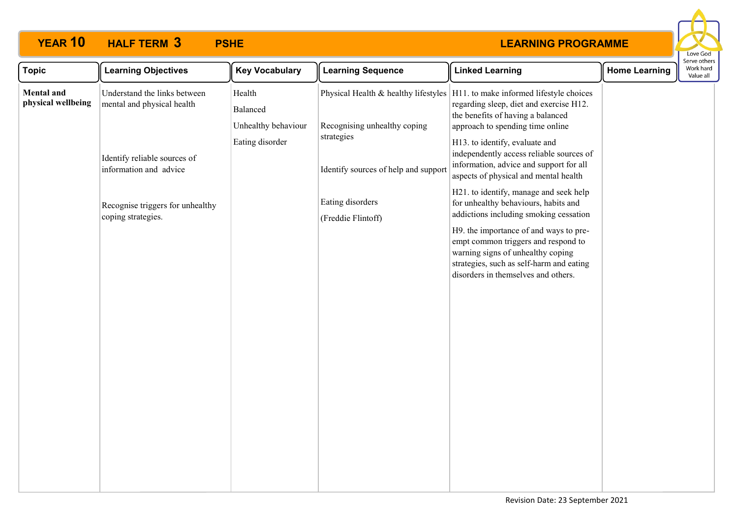# YEAR 10 HALF TERM 3 PSHE LEARNING PROGRAMME

Love God
Serve others
Work hard
Value all

| Topic | Learning Objectives | Key Vocabulary | Learning Sequence | Linked Learning | Home Learning |
|---|---|---|---|---|---|
| **Mental and physical wellbeing** | Understand the links between mental and physical health<br><br>Identify reliable sources of information and advice<br><br>Recognise triggers for unhealthy coping strategies. | Health<br>Balanced<br>Unhealthy behaviour<br>Eating disorder | Physical Health & healthy lifestyles<br><br>Recognising unhealthy coping strategies<br><br>Identify sources of help and support<br><br>Eating disorders<br>(Freddie Flintoff) | H11. to make informed lifestyle choices regarding sleep, diet and exercise H12. the benefits of having a balanced approach to spending time online<br><br>H13. to identify, evaluate and independently access reliable sources of information, advice and support for all aspects of physical and mental health<br><br>H21. to identify, manage and seek help for unhealthy behaviours, habits and addictions including smoking cessation<br><br>H9. the importance of and ways to pre-empt common triggers and respond to warning signs of unhealthy coping strategies, such as self-harm and eating disorders in themselves and others. | |

Revision Date: 23 September 2021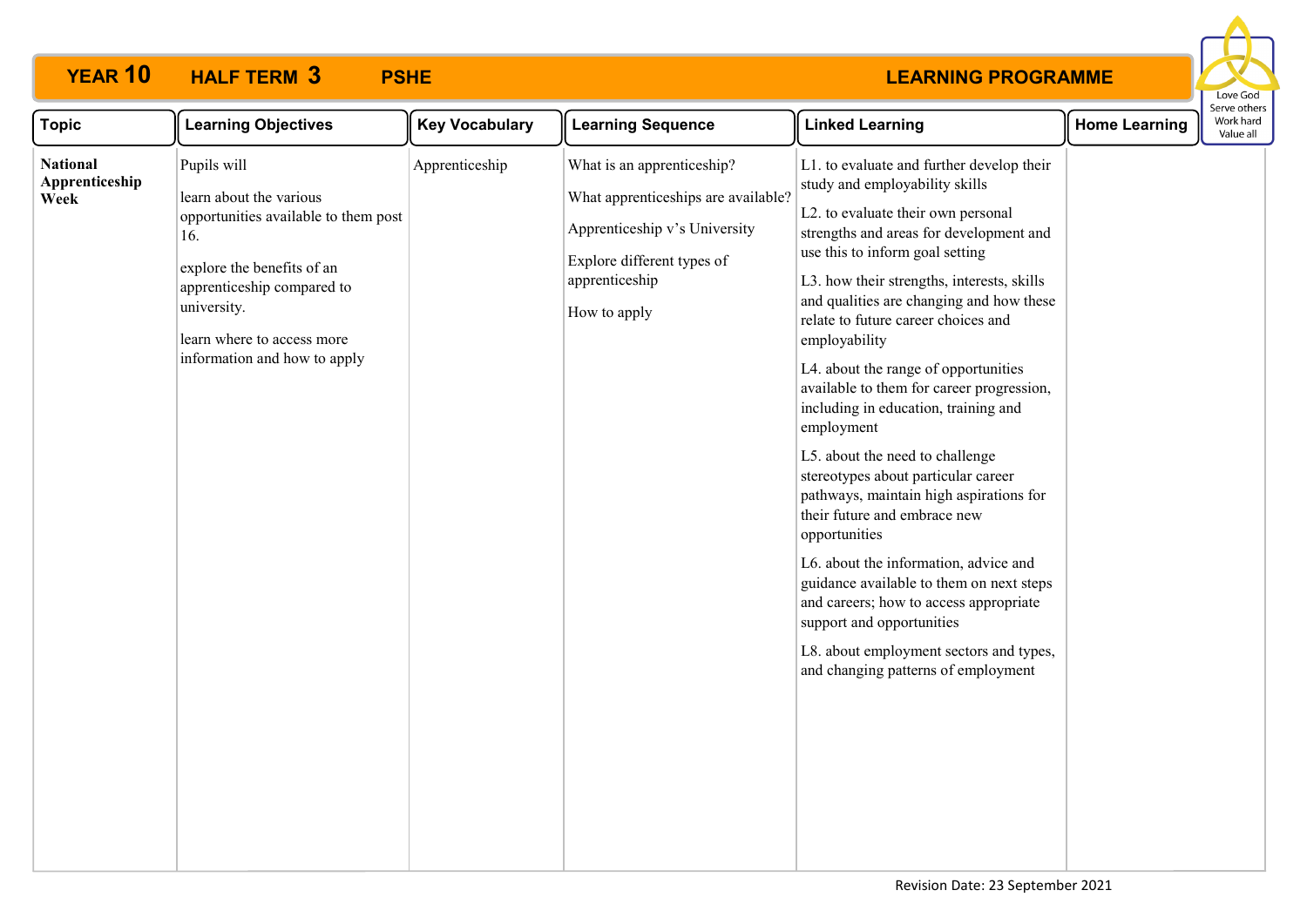# YEAR 10 HALF TERM 3 PSHE LEARNING PROGRAMME

Love God
Serve others
Work hard
Value all

| Topic | Learning Objectives | Key Vocabulary | Learning Sequence | Linked Learning | Home Learning |
|---|---|---|---|---|---|
| **National Apprenticeship Week** | Pupils will<br><br>learn about the various opportunities available to them post 16.<br><br>explore the benefits of an apprenticeship compared to university.<br><br>learn where to access more information and how to apply | Apprenticeship | What is an apprenticeship?<br><br>What apprenticeships are available?<br><br>Apprenticeship v's University<br><br>Explore different types of apprenticeship<br><br>How to apply | L1. to evaluate and further develop their study and employability skills<br><br>L2. to evaluate their own personal strengths and areas for development and use this to inform goal setting<br><br>L3. how their strengths, interests, skills and qualities are changing and how these relate to future career choices and employability<br><br>L4. about the range of opportunities available to them for career progression, including in education, training and employment<br><br>L5. about the need to challenge stereotypes about particular career pathways, maintain high aspirations for their future and embrace new opportunities<br><br>L6. about the information, advice and guidance available to them on next steps and careers; how to access appropriate support and opportunities<br><br>L8. about employment sectors and types, and changing patterns of employment | |

Revision Date: 23 September 2021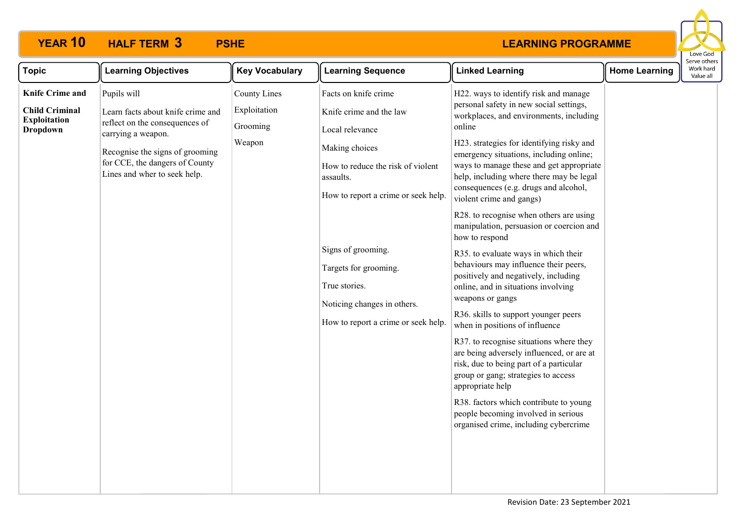# YEAR 10 HALF TERM 3 PSHE LEARNING PROGRAMME

| Topic | Learning Objectives | Key Vocabulary | Learning Sequence | Linked Learning | Home Learning |
|---|---|---|---|---|---|
| **Knife Crime and Child Criminal Exploitation Dropdown** | Pupils will<br><br>Learn facts about knife crime and reflect on the consequences of carrying a weapon.<br><br>Recognise the signs of grooming for CCE, the dangers of County Lines and wher to seek help. | County Lines<br><br>Exploitation<br><br>Grooming<br><br>Weapon | Facts on knife crime<br><br>Knife crime and the law<br><br>Local relevance<br><br>Making choices<br><br>How to reduce the risk of violent assaults.<br><br>How to report a crime or seek help.<br><br>Signs of grooming.<br><br>Targets for grooming.<br><br>True stories.<br><br>Noticing changes in others.<br><br>How to report a crime or seek help. | H22. ways to identify risk and manage personal safety in new social settings, workplaces, and environments, including online<br><br>H23. strategies for identifying risky and emergency situations, including online; ways to manage these and get appropriate help, including where there may be legal consequences (e.g. drugs and alcohol, violent crime and gangs)<br><br>R28. to recognise when others are using manipulation, persuasion or coercion and how to respond<br><br>R35. to evaluate ways in which their behaviours may influence their peers, positively and negatively, including online, and in situations involving weapons or gangs<br><br>R36. skills to support younger peers when in positions of influence<br><br>R37. to recognise situations where they are being adversely influenced, or are at risk, due to being part of a particular group or gang; strategies to access appropriate help<br><br>R38. factors which contribute to young people becoming involved in serious organised crime, including cybercrime | |

Revision Date: 23 September 2021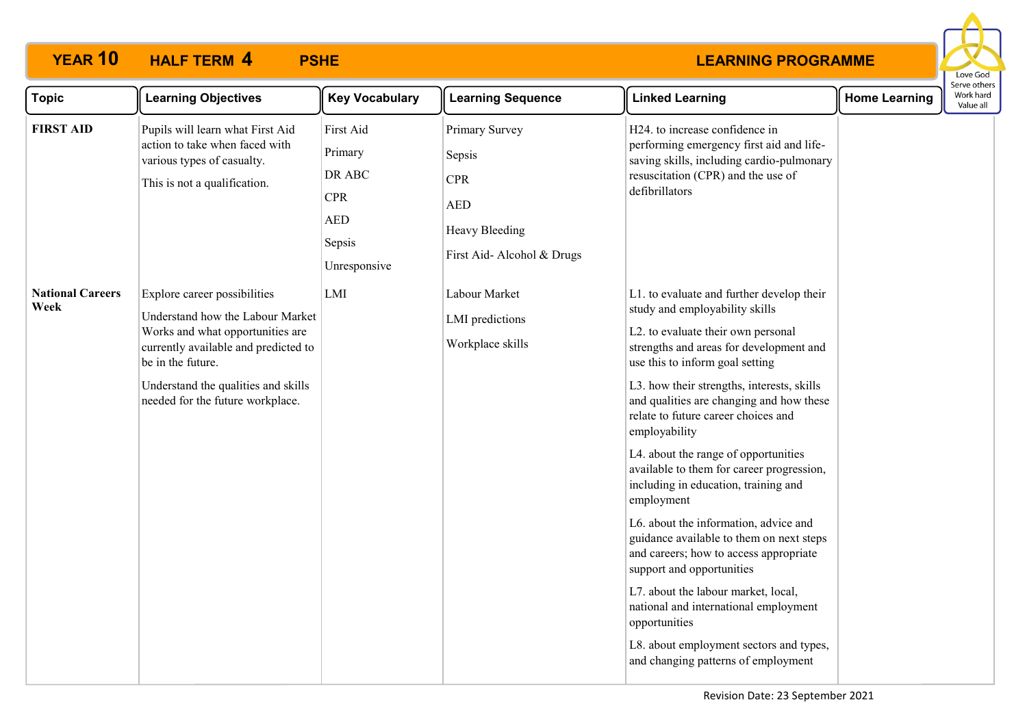# YEAR 10 HALF TERM 4 PSHE LEARNING PROGRAMME

| Topic | Learning Objectives | Key Vocabulary | Learning Sequence | Linked Learning | Home Learning |
|---|---|---|---|---|---|
| **FIRST AID** | Pupils will learn what First Aid action to take when faced with various types of casualty.<br><br>This is not a qualification. | First Aid<br>Primary<br>DR ABC<br>CPR<br>AED<br>Sepsis<br>Unresponsive | Primary Survey<br>Sepsis<br>CPR<br>AED<br>Heavy Bleeding<br>First Aid- Alcohol & Drugs | H24. to increase confidence in performing emergency first aid and life-saving skills, including cardio-pulmonary resuscitation (CPR) and the use of defibrillators | |
| **National Careers Week** | Explore career possibilities<br><br>Understand how the Labour Market Works and what opportunities are currently available and predicted to be in the future.<br><br>Understand the qualities and skills needed for the future workplace. | LMI | Labour Market<br>LMI predictions<br>Workplace skills | L1. to evaluate and further develop their study and employability skills<br><br>L2. to evaluate their own personal strengths and areas for development and use this to inform goal setting<br><br>L3. how their strengths, interests, skills and qualities are changing and how these relate to future career choices and employability<br><br>L4. about the range of opportunities available to them for career progression, including in education, training and employment<br><br>L6. about the information, advice and guidance available to them on next steps and careers; how to access appropriate support and opportunities<br><br>L7. about the labour market, local, national and international employment opportunities<br><br>L8. about employment sectors and types, and changing patterns of employment | |

Revision Date: 23 September 2021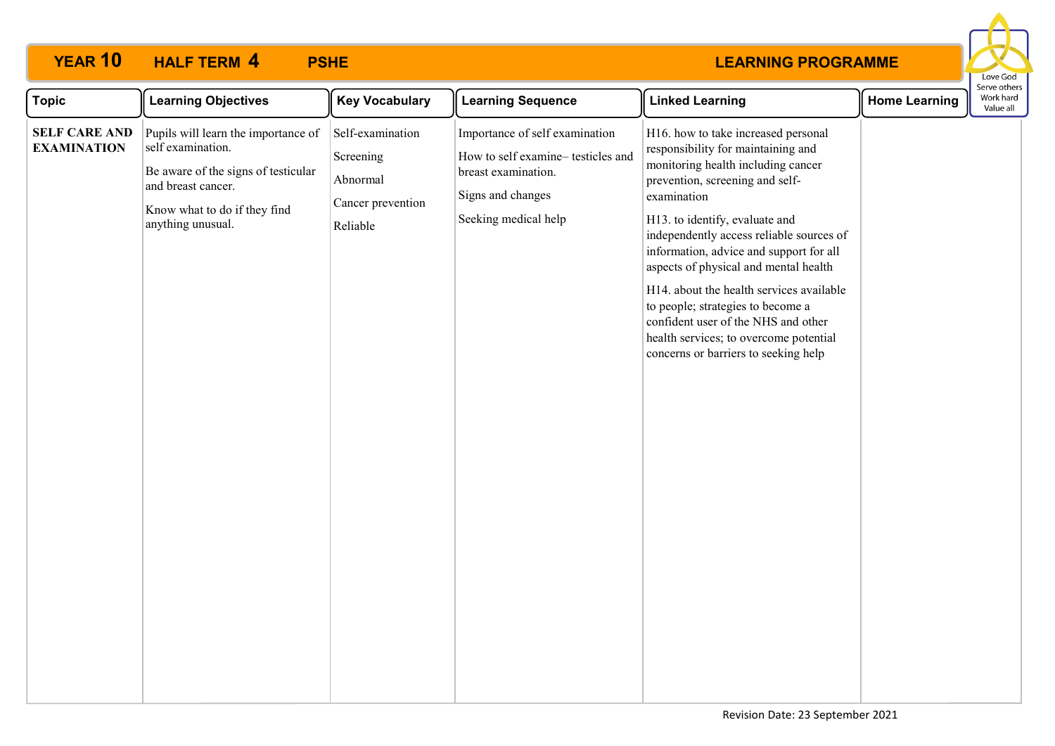**YEAR 10 HALF TERM 4 PSHE LEARNING PROGRAMME**

Love God
Serve others
Work hard
Value all

| Topic | Learning Objectives | Key Vocabulary | Learning Sequence | Linked Learning | Home Learning |
|---|---|---|---|---|---|
| **SELF CARE AND EXAMINATION** | Pupils will learn the importance of self examination.<br><br>Be aware of the signs of testicular and breast cancer.<br><br>Know what to do if they find anything unusual. | Self-examination<br><br>Screening<br><br>Abnormal<br><br>Cancer prevention<br><br>Reliable | Importance of self examination<br><br>How to self examine– testicles and breast examination.<br><br>Signs and changes<br><br>Seeking medical help | H16. how to take increased personal responsibility for maintaining and monitoring health including cancer prevention, screening and self-examination<br><br>H13. to identify, evaluate and independently access reliable sources of information, advice and support for all aspects of physical and mental health<br><br>H14. about the health services available to people; strategies to become a confident user of the NHS and other health services; to overcome potential concerns or barriers to seeking help | |

Revision Date: 23 September 2021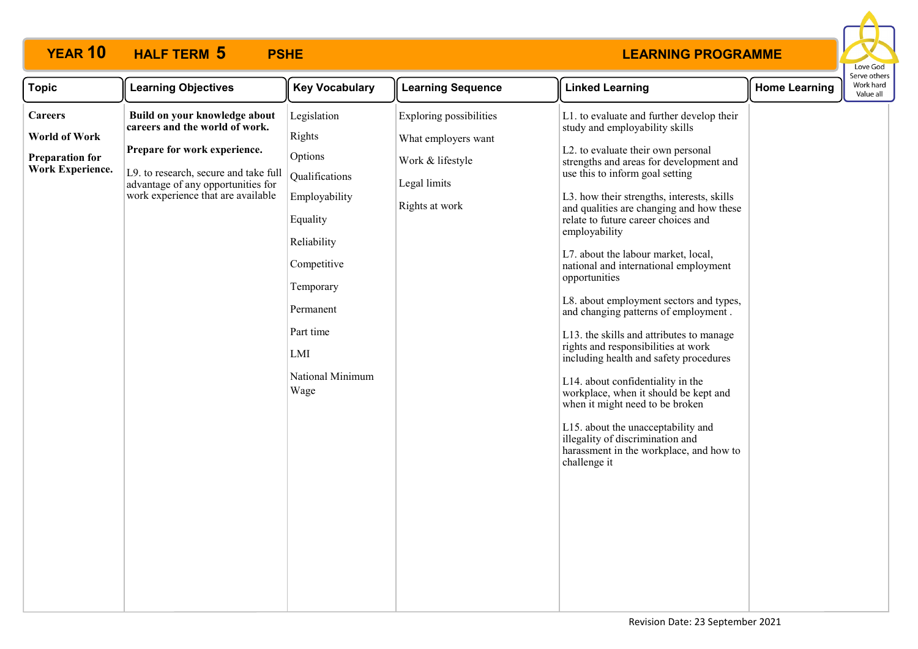**YEAR 10 HALF TERM 5 PSHE LEARNING PROGRAMME**

Love God
Serve others
Work hard
Value all

| Topic | Learning Objectives | Key Vocabulary | Learning Sequence | Linked Learning | Home Learning |
|---|---|---|---|---|---|
| **Careers**<br><br>**World of Work**<br><br>**Preparation for Work Experience.** | **Build on your knowledge about careers and the world of work.**<br><br>**Prepare for work experience.**<br><br>L9. to research, secure and take full advantage of any opportunities for work experience that are available | Legislation<br><br>Rights<br><br>Options<br><br>Qualifications<br><br>Employability<br><br>Equality<br><br>Reliability<br><br>Competitive<br><br>Temporary<br><br>Permanent<br><br>Part time<br><br>LMI<br><br>National Minimum Wage | Exploring possibilities<br><br>What employers want<br><br>Work & lifestyle<br><br>Legal limits<br><br>Rights at work | L1. to evaluate and further develop their study and employability skills<br><br>L2. to evaluate their own personal strengths and areas for development and use this to inform goal setting<br><br>L3. how their strengths, interests, skills and qualities are changing and how these relate to future career choices and employability<br><br>L7. about the labour market, local, national and international employment opportunities<br><br>L8. about employment sectors and types, and changing patterns of employment .<br><br>L13. the skills and attributes to manage rights and responsibilities at work including health and safety procedures<br><br>L14. about confidentiality in the workplace, when it should be kept and when it might need to be broken<br><br>L15. about the unacceptability and illegality of discrimination and harassment in the workplace, and how to challenge it | |

Revision Date: 23 September 2021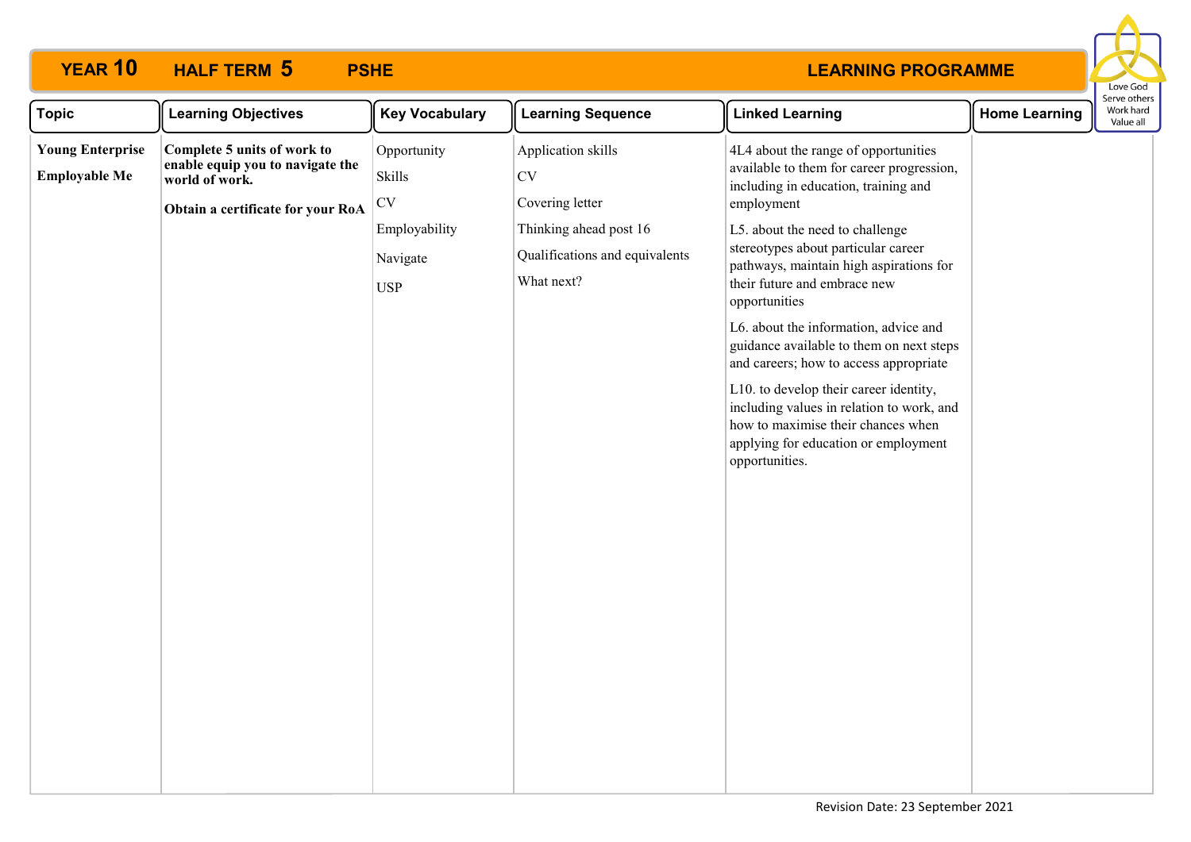# YEAR 10 HALF TERM 5 PSHE LEARNING PROGRAMME

Love God
Serve others
Work hard
Value all

| Topic | Learning Objectives | Key Vocabulary | Learning Sequence | Linked Learning | Home Learning |
|---|---|---|---|---|---|
| **Young Enterprise**<br><br>**Employable Me** | **Complete 5 units of work to enable equip you to navigate the world of work.**<br><br>**Obtain a certificate for your RoA** | Opportunity<br><br>Skills<br><br>CV<br><br>Employability<br><br>Navigate<br><br>USP | Application skills<br><br>CV<br><br>Covering letter<br><br>Thinking ahead post 16<br><br>Qualifications and equivalents<br><br>What next? | 4L4 about the range of opportunities available to them for career progression, including in education, training and employment<br><br>L5. about the need to challenge stereotypes about particular career pathways, maintain high aspirations for their future and embrace new opportunities<br><br>L6. about the information, advice and guidance available to them on next steps and careers; how to access appropriate<br><br>L10. to develop their career identity, including values in relation to work, and how to maximise their chances when applying for education or employment opportunities. | |

Revision Date: 23 September 2021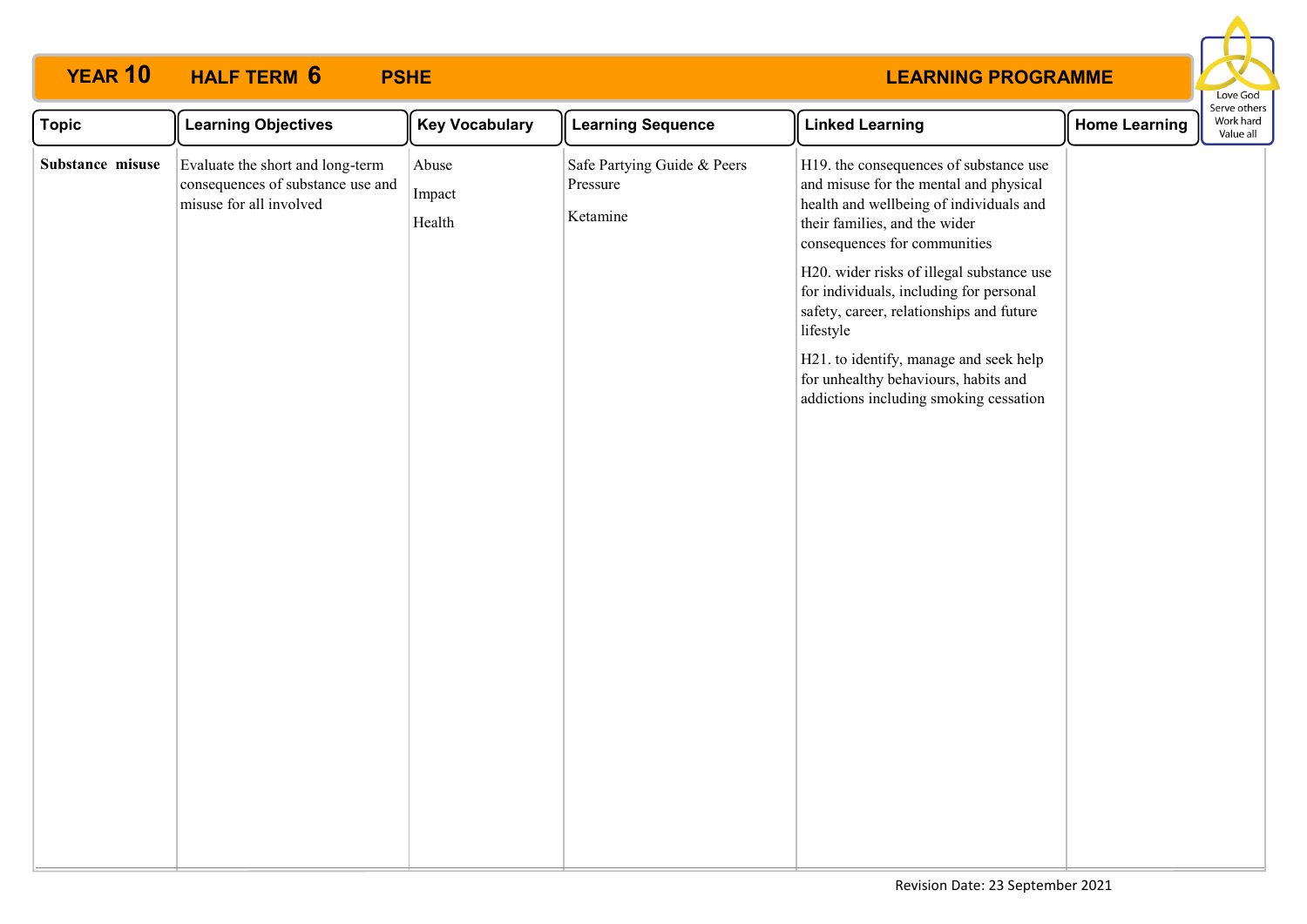**YEAR 10 HALF TERM 6 PSHE LEARNING PROGRAMME**

| Topic | Learning Objectives | Key Vocabulary | Learning Sequence | Linked Learning | Home Learning |
|---|---|---|---|---|---|
| **Substance misuse** | Evaluate the short and long-term consequences of substance use and misuse for all involved | Abuse<br>Impact<br>Health | Safe Partying Guide & Peers Pressure<br>Ketamine | H19. the consequences of substance use and misuse for the mental and physical health and wellbeing of individuals and their families, and the wider consequences for communities<br>H20. wider risks of illegal substance use for individuals, including for personal safety, career, relationships and future lifestyle<br>H21. to identify, manage and seek help for unhealthy behaviours, habits and addictions including smoking cessation | |

Revision Date: 23 September 2021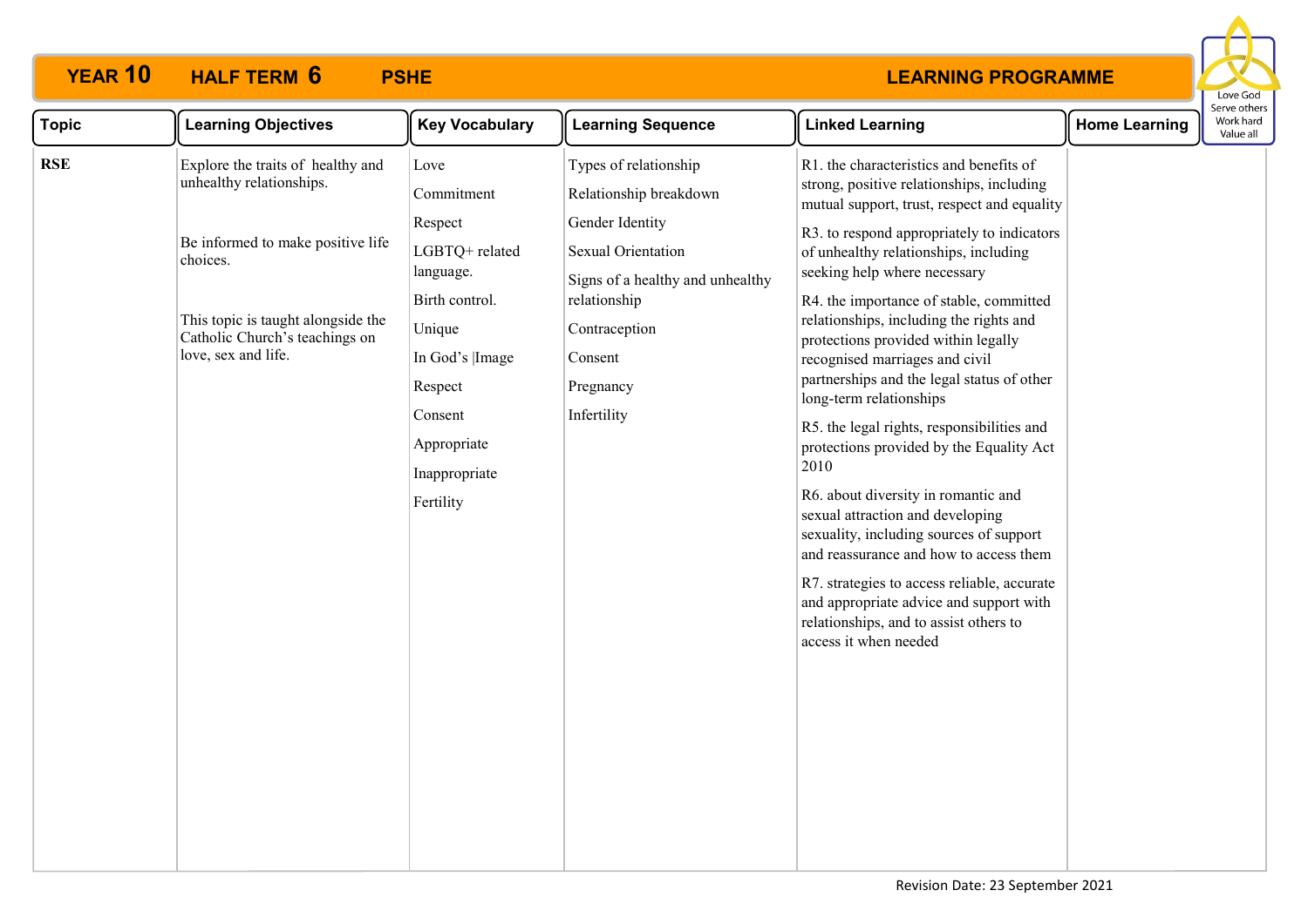**YEAR 10 HALF TERM 6 PSHE LEARNING PROGRAMME**

Love God
Serve others
Work hard
Value all

| Topic | Learning Objectives | Key Vocabulary | Learning Sequence | Linked Learning | Home Learning |
|---|---|---|---|---|---|
| **RSE** | Explore the traits of healthy and unhealthy relationships.<br><br>Be informed to make positive life choices.<br><br>This topic is taught alongside the Catholic Church's teachings on love, sex and life. | Love<br>Commitment<br>Respect<br>LGBTQ+ related language.<br>Birth control.<br>Unique<br>In God's \|Image<br>Respect<br>Consent<br>Appropriate<br>Inappropriate<br>Fertility | Types of relationship<br>Relationship breakdown<br>Gender Identity<br>Sexual Orientation<br>Signs of a healthy and unhealthy relationship<br>Contraception<br>Consent<br>Pregnancy<br>Infertility | R1. the characteristics and benefits of strong, positive relationships, including mutual support, trust, respect and equality<br>R3. to respond appropriately to indicators of unhealthy relationships, including seeking help where necessary<br>R4. the importance of stable, committed relationships, including the rights and protections provided within legally recognised marriages and civil partnerships and the legal status of other long-term relationships<br>R5. the legal rights, responsibilities and protections provided by the Equality Act 2010<br>R6. about diversity in romantic and sexual attraction and developing sexuality, including sources of support and reassurance and how to access them<br>R7. strategies to access reliable, accurate and appropriate advice and support with relationships, and to assist others to access it when needed | |

Revision Date: 23 September 2021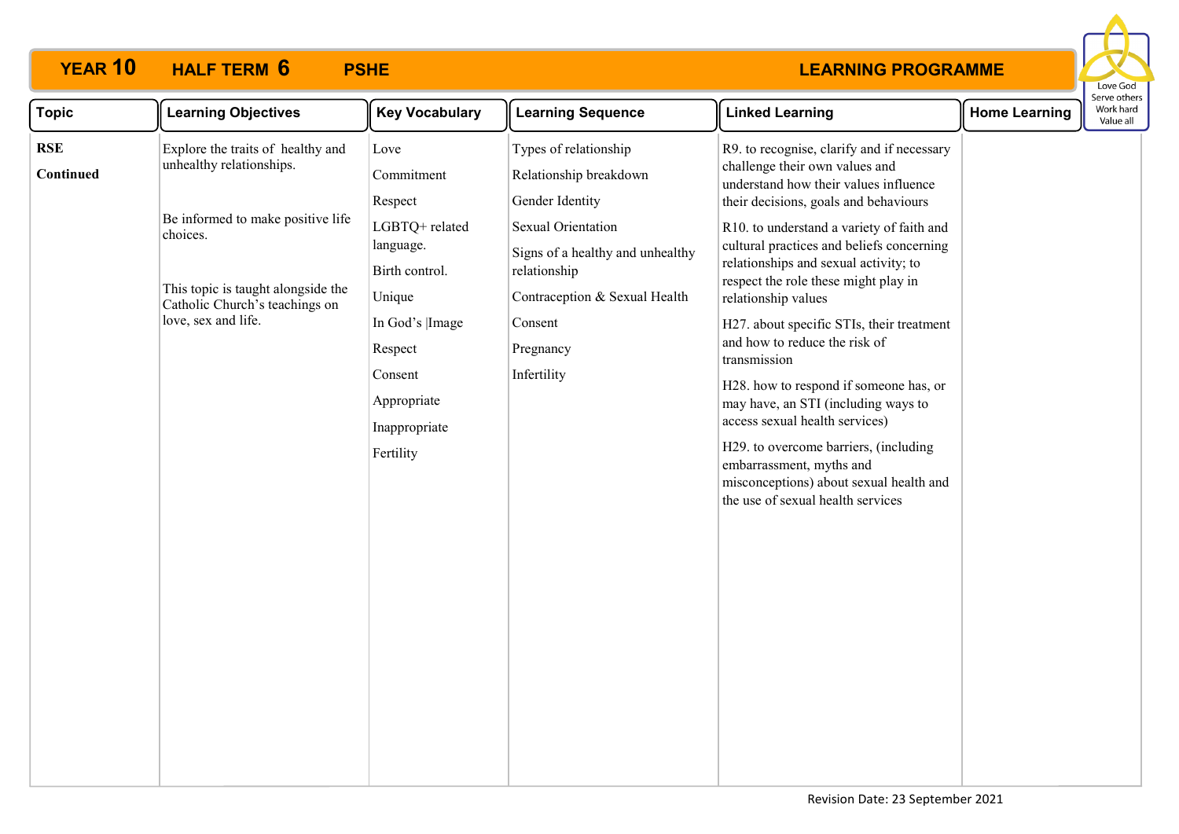# YEAR 10 HALF TERM 6 PSHE LEARNING PROGRAMME

Love God
Serve others
Work hard
Value all

| Topic | Learning Objectives | Key Vocabulary | Learning Sequence | Linked Learning | Home Learning |
|---|---|---|---|---|---|
| **RSE**<br><br>**Continued** | Explore the traits of healthy and unhealthy relationships.<br><br>Be informed to make positive life choices.<br><br>This topic is taught alongside the Catholic Church's teachings on love, sex and life. | Love<br>Commitment<br>Respect<br>LGBTQ+ related language.<br>Birth control.<br>Unique<br>In God's \|Image<br>Respect<br>Consent<br>Appropriate<br>Inappropriate<br>Fertility | Types of relationship<br>Relationship breakdown<br>Gender Identity<br>Sexual Orientation<br>Signs of a healthy and unhealthy relationship<br>Contraception & Sexual Health<br>Consent<br>Pregnancy<br>Infertility | R9. to recognise, clarify and if necessary challenge their own values and understand how their values influence their decisions, goals and behaviours<br><br>R10. to understand a variety of faith and cultural practices and beliefs concerning relationships and sexual activity; to respect the role these might play in relationship values<br><br>H27. about specific STIs, their treatment and how to reduce the risk of transmission<br><br>H28. how to respond if someone has, or may have, an STI (including ways to access sexual health services)<br><br>H29. to overcome barriers, (including embarrassment, myths and misconceptions) about sexual health and the use of sexual health services | |

Revision Date: 23 September 2021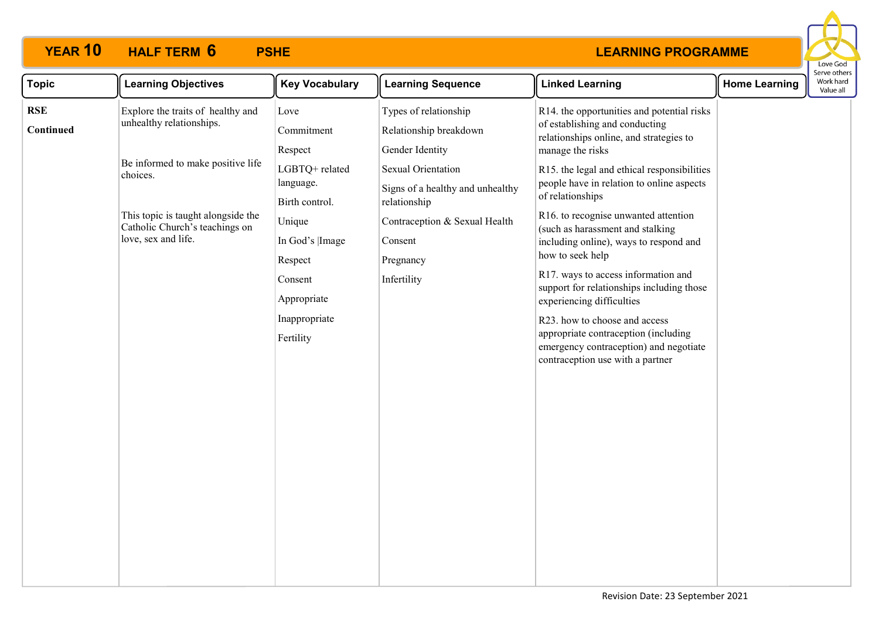**YEAR 10 HALF TERM 6 PSHE LEARNING PROGRAMME**

Love God
Serve others
Work hard
Value all

| Topic | Learning Objectives | Key Vocabulary | Learning Sequence | Linked Learning | Home Learning |
|---|---|---|---|---|---|
| **RSE**<br><br>**Continued** | Explore the traits of healthy and unhealthy relationships.<br><br>Be informed to make positive life choices.<br><br>This topic is taught alongside the Catholic Church's teachings on love, sex and life. | Love<br>Commitment<br>Respect<br>LGBTQ+ related language.<br>Birth control.<br>Unique<br>In God's \|Image<br>Respect<br>Consent<br>Appropriate<br>Inappropriate<br>Fertility | Types of relationship<br>Relationship breakdown<br>Gender Identity<br>Sexual Orientation<br>Signs of a healthy and unhealthy relationship<br>Contraception & Sexual Health<br>Consent<br>Pregnancy<br>Infertility | R14. the opportunities and potential risks of establishing and conducting relationships online, and strategies to manage the risks<br>R15. the legal and ethical responsibilities people have in relation to online aspects of relationships<br>R16. to recognise unwanted attention (such as harassment and stalking including online), ways to respond and how to seek help<br>R17. ways to access information and support for relationships including those experiencing difficulties<br>R23. how to choose and access appropriate contraception (including emergency contraception) and negotiate contraception use with a partner | |

Revision Date: 23 September 2021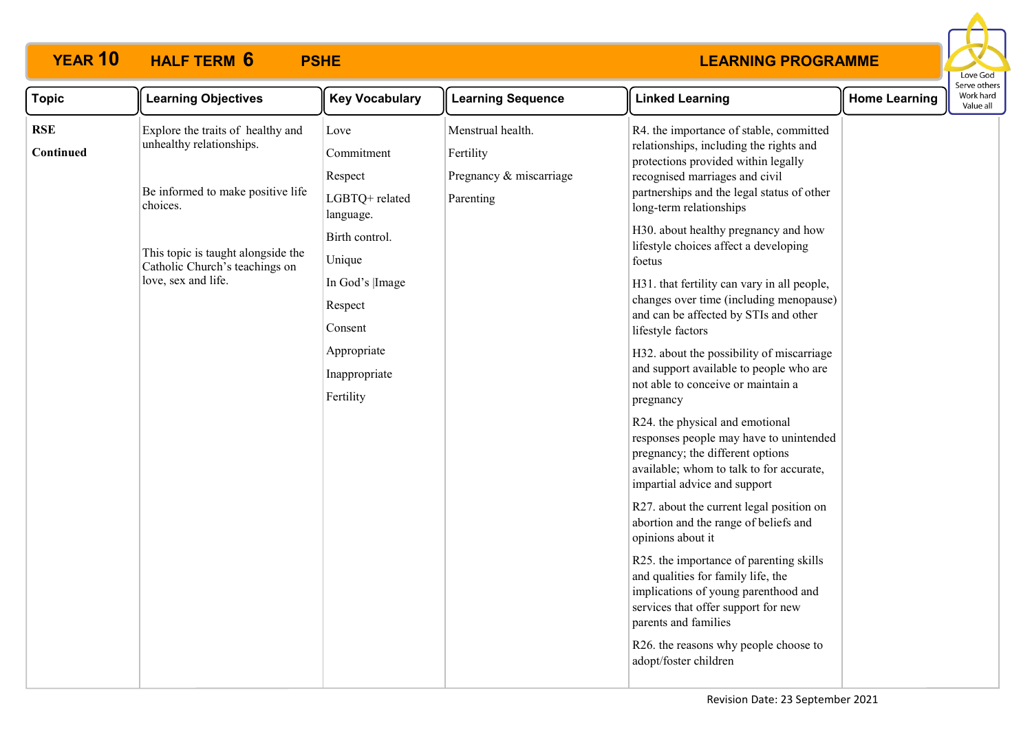**YEAR 10 HALF TERM 6 PSHE LEARNING PROGRAMME**

Love God
Serve others
Work hard
Value all

| Topic | Learning Objectives | Key Vocabulary | Learning Sequence | Linked Learning | Home Learning |
|---|---|---|---|---|---|
| **RSE**<br><br>**Continued** | Explore the traits of healthy and unhealthy relationships.<br><br>Be informed to make positive life choices.<br><br>This topic is taught alongside the Catholic Church's teachings on love, sex and life. | Love<br><br>Commitment<br><br>Respect<br><br>LGBTQ+ related language.<br><br>Birth control.<br><br>Unique<br><br>In God's \|Image<br><br>Respect<br><br>Consent<br><br>Appropriate<br><br>Inappropriate<br><br>Fertility | Menstrual health.<br><br>Fertility<br><br>Pregnancy & miscarriage<br><br>Parenting | R4. the importance of stable, committed relationships, including the rights and protections provided within legally recognised marriages and civil partnerships and the legal status of other long-term relationships<br><br>H30. about healthy pregnancy and how lifestyle choices affect a developing foetus<br><br>H31. that fertility can vary in all people, changes over time (including menopause) and can be affected by STIs and other lifestyle factors<br><br>H32. about the possibility of miscarriage and support available to people who are not able to conceive or maintain a pregnancy<br><br>R24. the physical and emotional responses people may have to unintended pregnancy; the different options available; whom to talk to for accurate, impartial advice and support<br><br>R27. about the current legal position on abortion and the range of beliefs and opinions about it<br><br>R25. the importance of parenting skills and qualities for family life, the implications of young parenthood and services that offer support for new parents and families<br><br>R26. the reasons why people choose to adopt/foster children | |

Revision Date: 23 September 2021